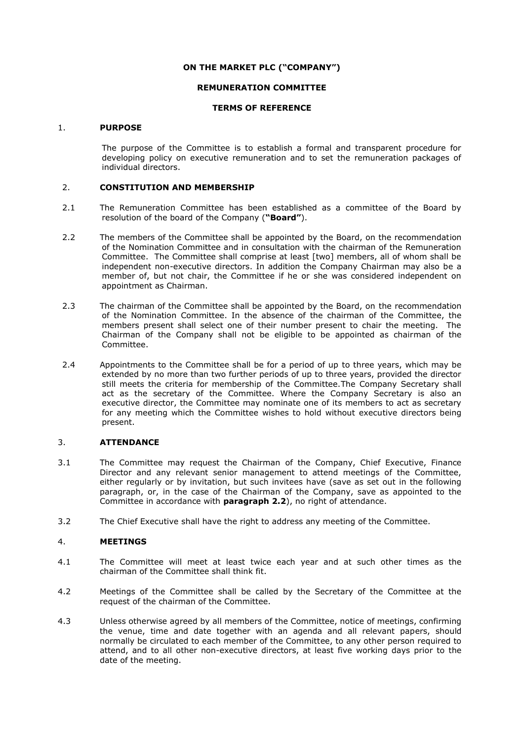**ON THE MARKET PLC ("COMPANY")**

**REMUNERATION COMMITTEE**

**TERMS OF REFERENCE**

1. **PURPOSE**

The purpose of the Committee is to establish a formal and transparent procedure for developing policy on executive remuneration and to set the remuneration packages of individual directors.

2. **CONSTITUTION AND MEMBERSHIP**

2.1 The Remuneration Committee has been established as a committee of the Board by resolution of the board of the Company (**"Board"**).

2.2 The members of the Committee shall be appointed by the Board, on the recommendation of the Nomination Committee and in consultation with the chairman of the Remuneration Committee. The Committee shall comprise at least [two] members, all of whom shall be independent non-executive directors. In addition the Company Chairman may also be a member of, but not chair, the Committee if he or she was considered independent on appointment as Chairman.

2.3 The chairman of the Committee shall be appointed by the Board, on the recommendation of the Nomination Committee. In the absence of the chairman of the Committee, the members present shall select one of their number present to chair the meeting. The Chairman of the Company shall not be eligible to be appointed as chairman of the Committee.

2.4 Appointments to the Committee shall be for a period of up to three years, which may be extended by no more than two further periods of up to three years, provided the director still meets the criteria for membership of the Committee.The Company Secretary shall act as the secretary of the Committee. Where the Company Secretary is also an executive director, the Committee may nominate one of its members to act as secretary for any meeting which the Committee wishes to hold without executive directors being present.

3. **ATTENDANCE**

3.1 The Committee may request the Chairman of the Company, Chief Executive, Finance Director and any relevant senior management to attend meetings of the Committee, either regularly or by invitation, but such invitees have (save as set out in the following paragraph, or, in the case of the Chairman of the Company, save as appointed to the Committee in accordance with **paragraph 2.2**), no right of attendance.

3.2 The Chief Executive shall have the right to address any meeting of the Committee.

4. **MEETINGS**

4.1 The Committee will meet at least twice each year and at such other times as the chairman of the Committee shall think fit.

4.2 Meetings of the Committee shall be called by the Secretary of the Committee at the request of the chairman of the Committee.

4.3 Unless otherwise agreed by all members of the Committee, notice of meetings, confirming the venue, time and date together with an agenda and all relevant papers, should normally be circulated to each member of the Committee, to any other person required to attend, and to all other non-executive directors, at least five working days prior to the date of the meeting.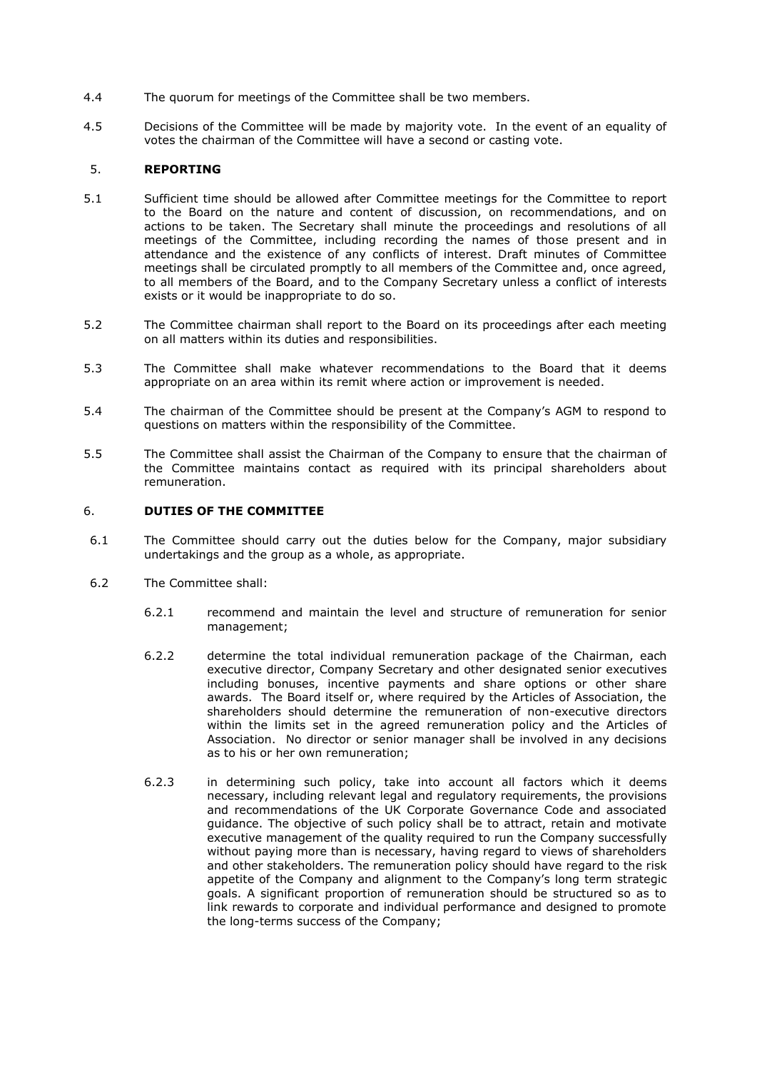4.4 The quorum for meetings of the Committee shall be two members.

4.5 Decisions of the Committee will be made by majority vote. In the event of an equality of votes the chairman of the Committee will have a second or casting vote.

## 5. REPORTING

5.1 Sufficient time should be allowed after Committee meetings for the Committee to report to the Board on the nature and content of discussion, on recommendations, and on actions to be taken. The Secretary shall minute the proceedings and resolutions of all meetings of the Committee, including recording the names of those present and in attendance and the existence of any conflicts of interest. Draft minutes of Committee meetings shall be circulated promptly to all members of the Committee and, once agreed, to all members of the Board, and to the Company Secretary unless a conflict of interests exists or it would be inappropriate to do so.

5.2 The Committee chairman shall report to the Board on its proceedings after each meeting on all matters within its duties and responsibilities.

5.3 The Committee shall make whatever recommendations to the Board that it deems appropriate on an area within its remit where action or improvement is needed.

5.4 The chairman of the Committee should be present at the Company's AGM to respond to questions on matters within the responsibility of the Committee.

5.5 The Committee shall assist the Chairman of the Company to ensure that the chairman of the Committee maintains contact as required with its principal shareholders about remuneration.

## 6. DUTIES OF THE COMMITTEE

6.1 The Committee should carry out the duties below for the Company, major subsidiary undertakings and the group as a whole, as appropriate.

6.2 The Committee shall:

6.2.1 recommend and maintain the level and structure of remuneration for senior management;

6.2.2 determine the total individual remuneration package of the Chairman, each executive director, Company Secretary and other designated senior executives including bonuses, incentive payments and share options or other share awards. The Board itself or, where required by the Articles of Association, the shareholders should determine the remuneration of non-executive directors within the limits set in the agreed remuneration policy and the Articles of Association. No director or senior manager shall be involved in any decisions as to his or her own remuneration;

6.2.3 in determining such policy, take into account all factors which it deems necessary, including relevant legal and regulatory requirements, the provisions and recommendations of the UK Corporate Governance Code and associated guidance. The objective of such policy shall be to attract, retain and motivate executive management of the quality required to run the Company successfully without paying more than is necessary, having regard to views of shareholders and other stakeholders. The remuneration policy should have regard to the risk appetite of the Company and alignment to the Company's long term strategic goals. A significant proportion of remuneration should be structured so as to link rewards to corporate and individual performance and designed to promote the long-terms success of the Company;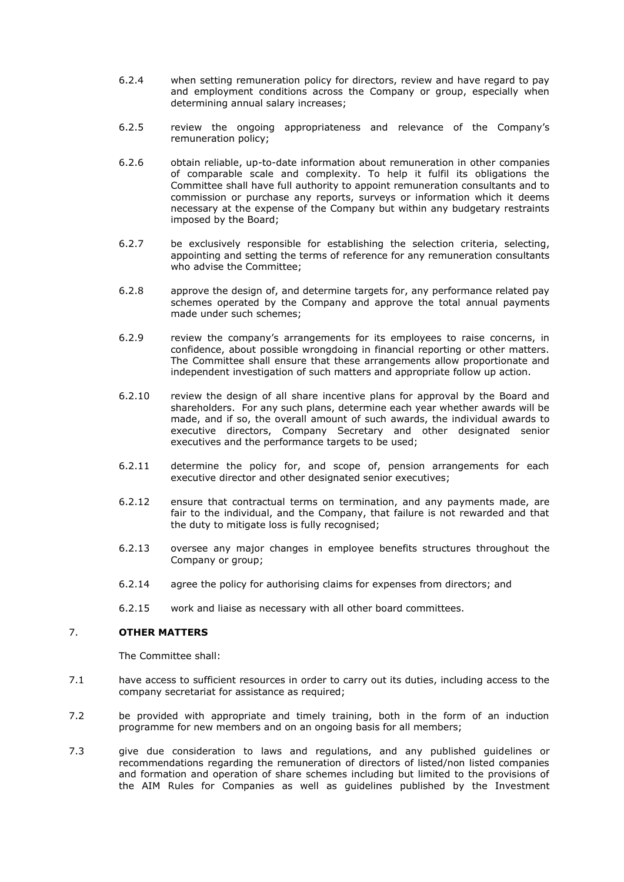6.2.4 when setting remuneration policy for directors, review and have regard to pay and employment conditions across the Company or group, especially when determining annual salary increases;

6.2.5 review the ongoing appropriateness and relevance of the Company's remuneration policy;

6.2.6 obtain reliable, up-to-date information about remuneration in other companies of comparable scale and complexity. To help it fulfil its obligations the Committee shall have full authority to appoint remuneration consultants and to commission or purchase any reports, surveys or information which it deems necessary at the expense of the Company but within any budgetary restraints imposed by the Board;

6.2.7 be exclusively responsible for establishing the selection criteria, selecting, appointing and setting the terms of reference for any remuneration consultants who advise the Committee;

6.2.8 approve the design of, and determine targets for, any performance related pay schemes operated by the Company and approve the total annual payments made under such schemes;

6.2.9 review the company's arrangements for its employees to raise concerns, in confidence, about possible wrongdoing in financial reporting or other matters. The Committee shall ensure that these arrangements allow proportionate and independent investigation of such matters and appropriate follow up action.

6.2.10 review the design of all share incentive plans for approval by the Board and shareholders. For any such plans, determine each year whether awards will be made, and if so, the overall amount of such awards, the individual awards to executive directors, Company Secretary and other designated senior executives and the performance targets to be used;

6.2.11 determine the policy for, and scope of, pension arrangements for each executive director and other designated senior executives;

6.2.12 ensure that contractual terms on termination, and any payments made, are fair to the individual, and the Company, that failure is not rewarded and that the duty to mitigate loss is fully recognised;

6.2.13 oversee any major changes in employee benefits structures throughout the Company or group;

6.2.14 agree the policy for authorising claims for expenses from directors; and

6.2.15 work and liaise as necessary with all other board committees.

## 7. OTHER MATTERS

The Committee shall:

7.1 have access to sufficient resources in order to carry out its duties, including access to the company secretariat for assistance as required;

7.2 be provided with appropriate and timely training, both in the form of an induction programme for new members and on an ongoing basis for all members;

7.3 give due consideration to laws and regulations, and any published guidelines or recommendations regarding the remuneration of directors of listed/non listed companies and formation and operation of share schemes including but limited to the provisions of the AIM Rules for Companies as well as guidelines published by the Investment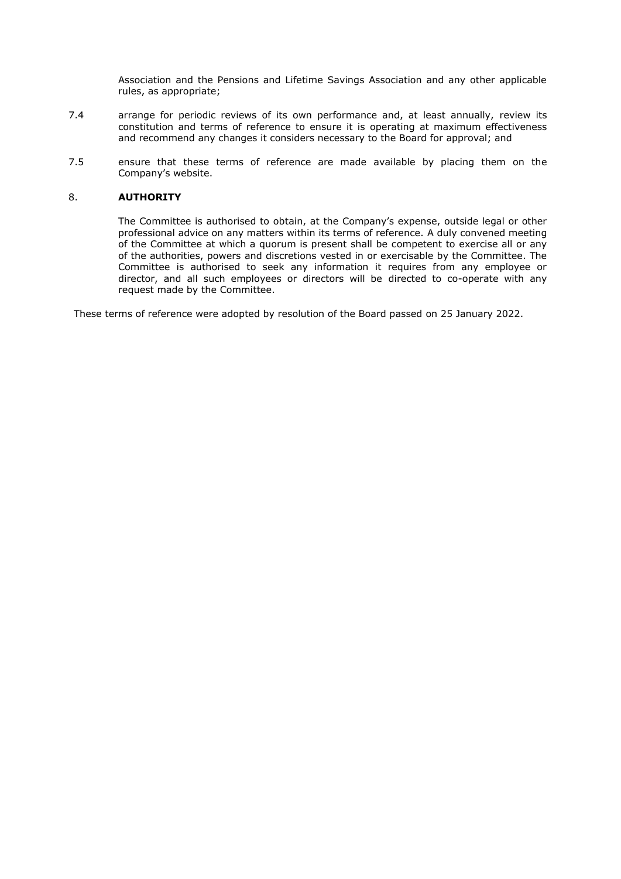Association and the Pensions and Lifetime Savings Association and any other applicable rules, as appropriate;

7.4 arrange for periodic reviews of its own performance and, at least annually, review its constitution and terms of reference to ensure it is operating at maximum effectiveness and recommend any changes it considers necessary to the Board for approval; and

7.5 ensure that these terms of reference are made available by placing them on the Company's website.

## 8. AUTHORITY

The Committee is authorised to obtain, at the Company's expense, outside legal or other professional advice on any matters within its terms of reference. A duly convened meeting of the Committee at which a quorum is present shall be competent to exercise all or any of the authorities, powers and discretions vested in or exercisable by the Committee. The Committee is authorised to seek any information it requires from any employee or director, and all such employees or directors will be directed to co-operate with any request made by the Committee.

These terms of reference were adopted by resolution of the Board passed on 25 January 2022.